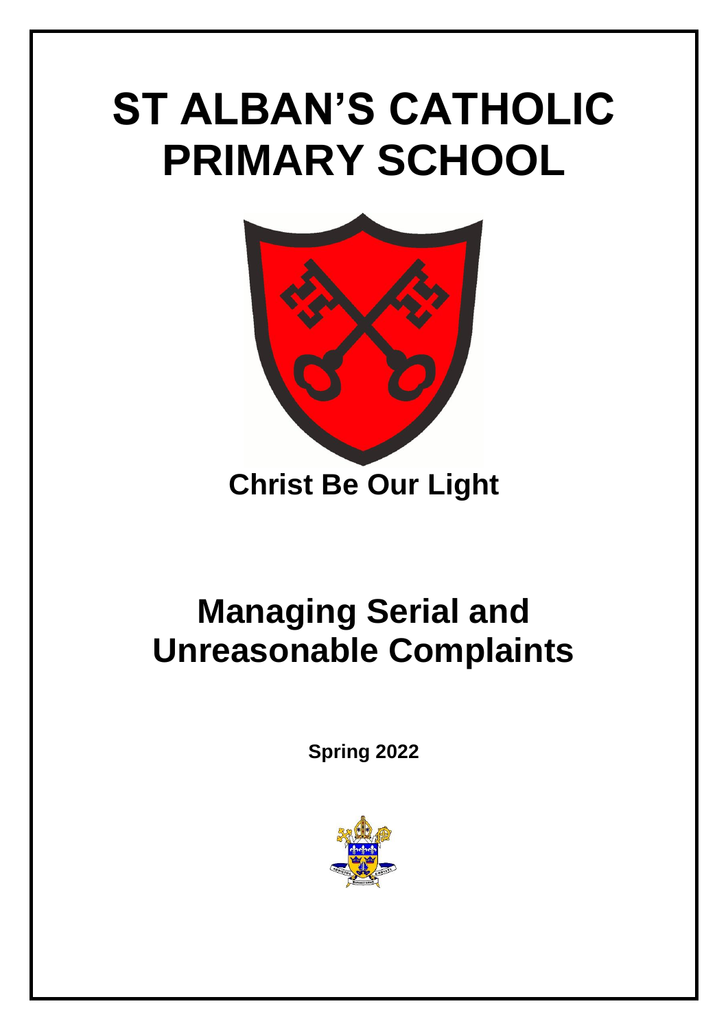# ST ALBAN'S CATHOLIC PRIMARY SCHOOL

**Christ Be Our Light**

# Managing Serial and Unreasonable Complaints

**Spring 2022**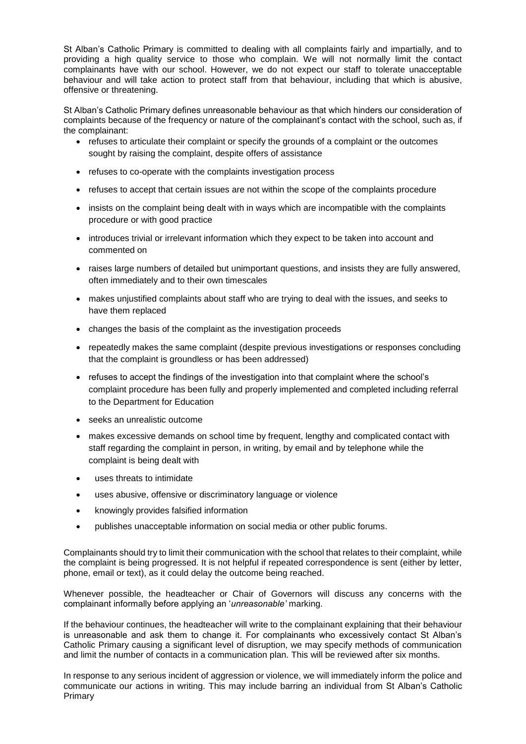St Alban's Catholic Primary is committed to dealing with all complaints fairly and impartially, and to providing a high quality service to those who complain. We will not normally limit the contact complainants have with our school. However, we do not expect our staff to tolerate unacceptable behaviour and will take action to protect staff from that behaviour, including that which is abusive, offensive or threatening.

St Alban's Catholic Primary defines unreasonable behaviour as that which hinders our consideration of complaints because of the frequency or nature of the complainant's contact with the school, such as, if the complainant:

- refuses to articulate their complaint or specify the grounds of a complaint or the outcomes sought by raising the complaint, despite offers of assistance
- refuses to co-operate with the complaints investigation process
- refuses to accept that certain issues are not within the scope of the complaints procedure
- insists on the complaint being dealt with in ways which are incompatible with the complaints procedure or with good practice
- introduces trivial or irrelevant information which they expect to be taken into account and commented on
- raises large numbers of detailed but unimportant questions, and insists they are fully answered, often immediately and to their own timescales
- makes unjustified complaints about staff who are trying to deal with the issues, and seeks to have them replaced
- changes the basis of the complaint as the investigation proceeds
- repeatedly makes the same complaint (despite previous investigations or responses concluding that the complaint is groundless or has been addressed)
- refuses to accept the findings of the investigation into that complaint where the school's complaint procedure has been fully and properly implemented and completed including referral to the Department for Education
- seeks an unrealistic outcome
- makes excessive demands on school time by frequent, lengthy and complicated contact with staff regarding the complaint in person, in writing, by email and by telephone while the complaint is being dealt with
- uses threats to intimidate
- uses abusive, offensive or discriminatory language or violence
- knowingly provides falsified information
- publishes unacceptable information on social media or other public forums.

Complainants should try to limit their communication with the school that relates to their complaint, while the complaint is being progressed. It is not helpful if repeated correspondence is sent (either by letter, phone, email or text), as it could delay the outcome being reached.

Whenever possible, the headteacher or Chair of Governors will discuss any concerns with the complainant informally before applying an '*unreasonable'* marking.

If the behaviour continues, the headteacher will write to the complainant explaining that their behaviour is unreasonable and ask them to change it. For complainants who excessively contact St Alban's Catholic Primary causing a significant level of disruption, we may specify methods of communication and limit the number of contacts in a communication plan. This will be reviewed after six months.

In response to any serious incident of aggression or violence, we will immediately inform the police and communicate our actions in writing. This may include barring an individual from St Alban's Catholic Primary